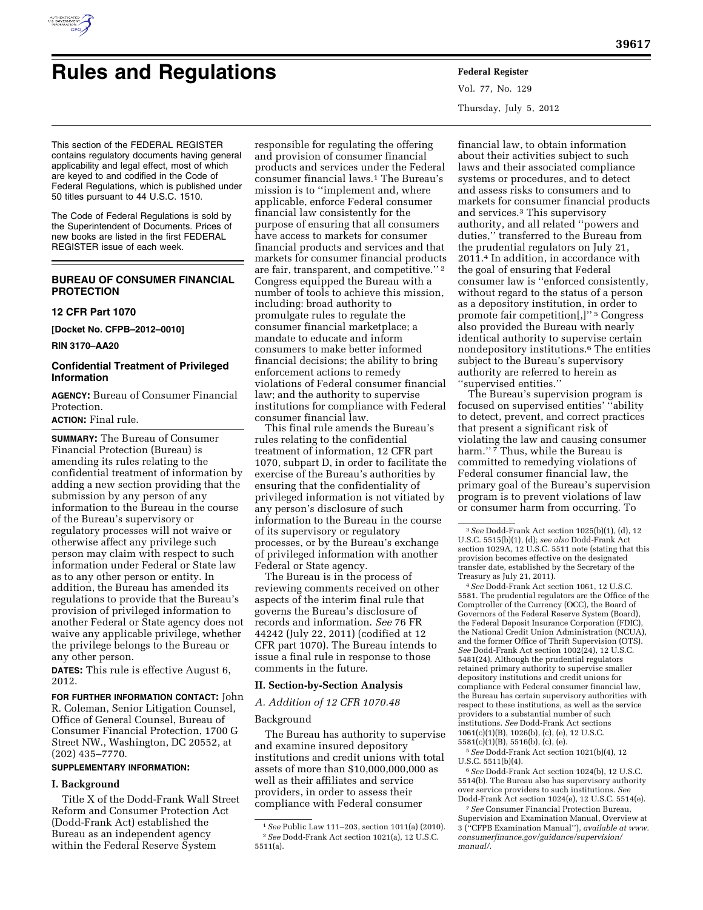# Rules and Regulations

This section of the FEDERAL REGISTER contains regulatory documents having general applicability and legal effect, most of which are keyed to and codified in the Code of Federal Regulations, which is published under 50 titles pursuant to 44 U.S.C. 1510.

The Code of Federal Regulations is sold by the Superintendent of Documents. Prices of new books are listed in the first FEDERAL REGISTER issue of each week.

## BUREAU OF CONSUMER FINANCIAL PROTECTION

### 12 CFR Part 1070

**[Docket No. CFPB–2012–0010]**

**RIN 3170–AA20**

### Confidential Treatment of Privileged Information

**AGENCY:** Bureau of Consumer Financial Protection.

**ACTION:** Final rule.

**SUMMARY:** The Bureau of Consumer Financial Protection (Bureau) is amending its rules relating to the confidential treatment of information by adding a new section providing that the submission by any person of any information to the Bureau in the course of the Bureau's supervisory or regulatory processes will not waive or otherwise affect any privilege such person may claim with respect to such information under Federal or State law as to any other person or entity. In addition, the Bureau has amended its regulations to provide that the Bureau's provision of privileged information to another Federal or State agency does not waive any applicable privilege, whether the privilege belongs to the Bureau or any other person.

**DATES:** This rule is effective August 6, 2012.

**FOR FURTHER INFORMATION CONTACT:** John R. Coleman, Senior Litigation Counsel, Office of General Counsel, Bureau of Consumer Financial Protection, 1700 G Street NW., Washington, DC 20552, at (202) 435–7770.

**SUPPLEMENTARY INFORMATION:**

## I. Background

Title X of the Dodd-Frank Wall Street Reform and Consumer Protection Act (Dodd-Frank Act) established the Bureau as an independent agency within the Federal Reserve System responsible for regulating the offering and provision of consumer financial products and services under the Federal consumer financial laws.[1] The Bureau's mission is to ''implement and, where applicable, enforce Federal consumer financial law consistently for the purpose of ensuring that all consumers have access to markets for consumer financial products and services and that markets for consumer financial products are fair, transparent, and competitive.''[2] Congress equipped the Bureau with a number of tools to achieve this mission, including: broad authority to promulgate rules to regulate the consumer financial marketplace; a mandate to educate and inform consumers to make better informed financial decisions; the ability to bring enforcement actions to remedy violations of Federal consumer financial law; and the authority to supervise institutions for compliance with Federal consumer financial law.

This final rule amends the Bureau's rules relating to the confidential treatment of information, 12 CFR part 1070, subpart D, in order to facilitate the exercise of the Bureau's authorities by ensuring that the confidentiality of privileged information is not vitiated by any person's disclosure of such information to the Bureau in the course of its supervisory or regulatory processes, or by the Bureau's exchange of privileged information with another Federal or State agency.

The Bureau is in the process of reviewing comments received on other aspects of the interim final rule that governs the Bureau's disclosure of records and information. *See* 76 FR 44242 (July 22, 2011) (codified at 12 CFR part 1070). The Bureau intends to issue a final rule in response to those comments in the future.

## II. Section-by-Section Analysis

### *A. Addition of 12 CFR 1070.48*

Background

The Bureau has authority to supervise and examine insured depository institutions and credit unions with total assets of more than $10,000,000,000 as well as their affiliates and service providers, in order to assess their compliance with Federal consumer financial law, to obtain information about their activities subject to such laws and their associated compliance systems or procedures, and to detect and assess risks to consumers and to markets for consumer financial products and services.[3] This supervisory authority, and all related ''powers and duties,'' transferred to the Bureau from the prudential regulators on July 21, 2011.[4] In addition, in accordance with the goal of ensuring that Federal consumer law is ''enforced consistently, without regard to the status of a person as a depository institution, in order to promote fair competition[,]''[5] Congress also provided the Bureau with nearly identical authority to supervise certain nondepository institutions.[6] The entities subject to the Bureau's supervisory authority are referred to herein as ''supervised entities.''

The Bureau's supervision program is focused on supervised entities' ''ability to detect, prevent, and correct practices that present a significant risk of violating the law and causing consumer harm.''[7] Thus, while the Bureau is committed to remedying violations of Federal consumer financial law, the primary goal of the Bureau's supervision program is to prevent violations of law or consumer harm from occurring. To

---

[1] *See* Public Law 111–203, section 1011(a) (2010).

[2] *See* Dodd-Frank Act section 1021(a), 12 U.S.C. 5511(a).

[3] *See* Dodd-Frank Act section 1025(b)(1), (d), 12 U.S.C. 5515(b)(1), (d); *see also* Dodd-Frank Act section 1029A, 12 U.S.C. 5511 note (stating that this provision becomes effective on the designated transfer date, established by the Secretary of the Treasury as July 21, 2011).

[4] *See* Dodd-Frank Act section 1061, 12 U.S.C. 5581. The prudential regulators are the Office of the Comptroller of the Currency (OCC), the Board of Governors of the Federal Reserve System (Board), the Federal Deposit Insurance Corporation (FDIC), the National Credit Union Administration (NCUA), and the former Office of Thrift Supervision (OTS). *See* Dodd-Frank Act section 1002(24), 12 U.S.C. 5481(24). Although the prudential regulators retained primary authority to supervise smaller depository institutions and credit unions for compliance with Federal consumer financial law, the Bureau has certain supervisory authorities with respect to these institutions, as well as the service providers to a substantial number of such institutions. *See* Dodd-Frank Act sections 1061(c)(1)(B), 1026(b), (c), (e), 12 U.S.C. 5581(c)(1)(B), 5516(b), (c), (e).

[5] *See* Dodd-Frank Act section 1021(b)(4), 12 U.S.C. 5511(b)(4).

[6] *See* Dodd-Frank Act section 1024(b), 12 U.S.C. 5514(b). The Bureau also has supervisory authority over service providers to such institutions. *See* Dodd-Frank Act section 1024(e), 12 U.S.C. 5514(e).

[7] *See* Consumer Financial Protection Bureau, Supervision and Examination Manual, Overview at 3 (''CFPB Examination Manual''), *available at www.consumerfinance.gov/guidance/supervision/manual/*.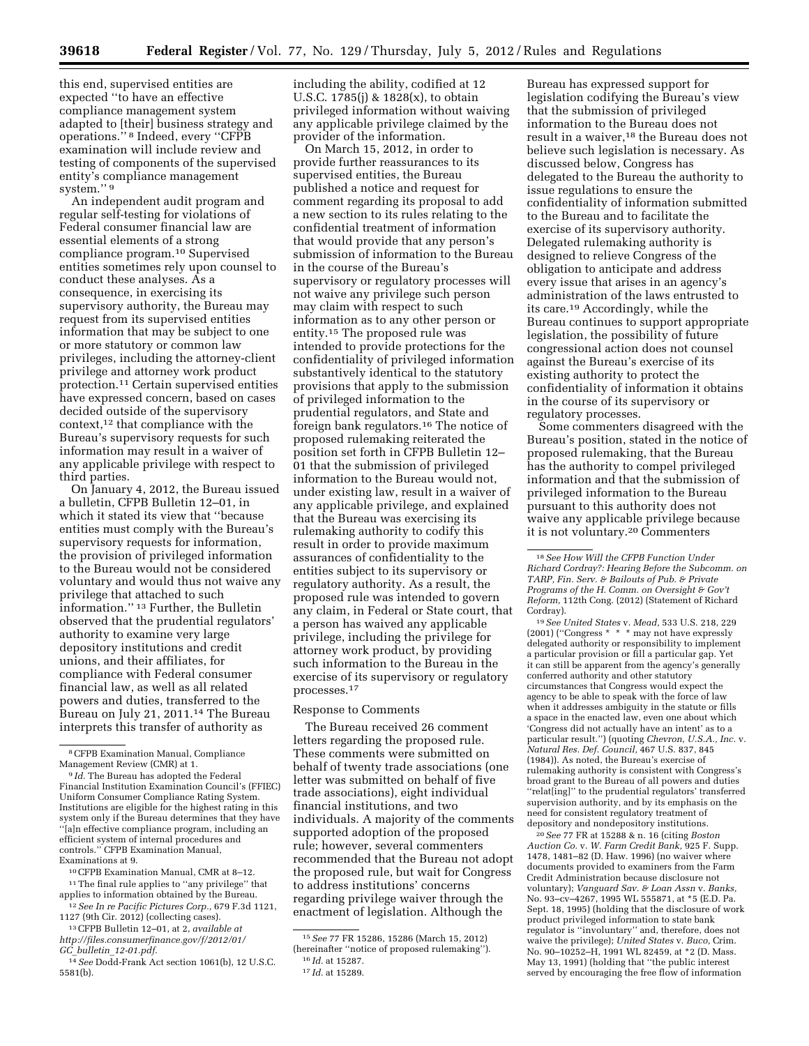this end, supervised entities are expected ''to have an effective compliance management system adapted to [their] business strategy and operations.'' [8] Indeed, every ''CFPB examination will include review and testing of components of the supervised entity's compliance management system.'' [9]

An independent audit program and regular self-testing for violations of Federal consumer financial law are essential elements of a strong compliance program.[10] Supervised entities sometimes rely upon counsel to conduct these analyses. As a consequence, in exercising its supervisory authority, the Bureau may request from its supervised entities information that may be subject to one or more statutory or common law privileges, including the attorney-client privilege and attorney work product protection.[11] Certain supervised entities have expressed concern, based on cases decided outside of the supervisory context,[12] that compliance with the Bureau's supervisory requests for such information may result in a waiver of any applicable privilege with respect to third parties.

On January 4, 2012, the Bureau issued a bulletin, CFPB Bulletin 12–01, in which it stated its view that ''because entities must comply with the Bureau's supervisory requests for information, the provision of privileged information to the Bureau would not be considered voluntary and would thus not waive any privilege that attached to such information.'' [13] Further, the Bulletin observed that the prudential regulators' authority to examine very large depository institutions and credit unions, and their affiliates, for compliance with Federal consumer financial law, as well as all related powers and duties, transferred to the Bureau on July 21, 2011.[14] The Bureau interprets this transfer of authority as including the ability, codified at 12 U.S.C. 1785(j) & 1828(x), to obtain privileged information without waiving any applicable privilege claimed by the provider of the information.

On March 15, 2012, in order to provide further reassurances to its supervised entities, the Bureau published a notice and request for comment regarding its proposal to add a new section to its rules relating to the confidential treatment of information that would provide that any person's submission of information to the Bureau in the course of the Bureau's supervisory or regulatory processes will not waive any privilege such person may claim with respect to such information as to any other person or entity.[15] The proposed rule was intended to provide protections for the confidentiality of privileged information substantively identical to the statutory provisions that apply to the submission of privileged information to the prudential regulators, and State and foreign bank regulators.[16] The notice of proposed rulemaking reiterated the position set forth in CFPB Bulletin 12–01 that the submission of privileged information to the Bureau would not, under existing law, result in a waiver of any applicable privilege, and explained that the Bureau was exercising its rulemaking authority to codify this result in order to provide maximum assurances of confidentiality to the entities subject to its supervisory or regulatory authority. As a result, the proposed rule was intended to govern any claim, in Federal or State court, that a person has waived any applicable privilege, including the privilege for attorney work product, by providing such information to the Bureau in the exercise of its supervisory or regulatory processes.[17]

Response to Comments

The Bureau received 26 comment letters regarding the proposed rule. These comments were submitted on behalf of twenty trade associations (one letter was submitted on behalf of five trade associations), eight individual financial institutions, and two individuals. A majority of the comments supported adoption of the proposed rule; however, several commenters recommended that the Bureau not adopt the proposed rule, but wait for Congress to address institutions' concerns regarding privilege waiver through the enactment of legislation. Although the Bureau has expressed support for legislation codifying the Bureau's view that the submission of privileged information to the Bureau does not result in a waiver,[18] the Bureau does not believe such legislation is necessary. As discussed below, Congress has delegated to the Bureau the authority to issue regulations to ensure the confidentiality of information submitted to the Bureau and to facilitate the exercise of its supervisory authority. Delegated rulemaking authority is designed to relieve Congress of the obligation to anticipate and address every issue that arises in an agency's administration of the laws entrusted to its care.[19] Accordingly, while the Bureau continues to support appropriate legislation, the possibility of future congressional action does not counsel against the Bureau's exercise of its existing authority to protect the confidentiality of information it obtains in the course of its supervisory or regulatory processes.

Some commenters disagreed with the Bureau's position, stated in the notice of proposed rulemaking, that the Bureau has the authority to compel privileged information and that the submission of privileged information to the Bureau pursuant to this authority does not waive any applicable privilege because it is not voluntary.[20] Commenters

---

[8] CFPB Examination Manual, Compliance Management Review (CMR) at 1.

[9] *Id.* The Bureau has adopted the Federal Financial Institution Examination Council's (FFIEC) Uniform Consumer Compliance Rating System. Institutions are eligible for the highest rating in this system only if the Bureau determines that they have ''[a]n effective compliance program, including an efficient system of internal procedures and controls.'' CFPB Examination Manual, Examinations at 9.

[10] CFPB Examination Manual, CMR at 8–12.

[11] The final rule applies to ''any privilege'' that applies to information obtained by the Bureau.

[12] *See In re Pacific Pictures Corp.*, 679 F.3d 1121, 1127 (9th Cir. 2012) (collecting cases).

[13] CFPB Bulletin 12–01, at 2, *available at http://files.consumerfinance.gov/f/2012/01/GC_bulletin_12-01.pdf.*

[14] *See* Dodd-Frank Act section 1061(b), 12 U.S.C. 5581(b).

[15] *See* 77 FR 15286, 15286 (March 15, 2012) (hereinafter ''notice of proposed rulemaking'').

[16] *Id.* at 15287.

[17] *Id.* at 15289.

[18] *See How Will the CFPB Function Under Richard Cordray?: Hearing Before the Subcomm. on TARP, Fin. Serv. & Bailouts of Pub. & Private Programs of the H. Comm. on Oversight & Gov't Reform,* 112th Cong. (2012) (Statement of Richard Cordray).

[19] *See United States* v. *Mead,* 533 U.S. 218, 229 (2001) (''Congress * * * may not have expressly delegated authority or responsibility to implement a particular provision or fill a particular gap. Yet it can still be apparent from the agency's generally conferred authority and other statutory circumstances that Congress would expect the agency to be able to speak with the force of law when it addresses ambiguity in the statute or fills a space in the enacted law, even one about which 'Congress did not actually have an intent' as to a particular result.'') (quoting *Chevron, U.S.A., Inc.* v. *Natural Res. Def. Council,* 467 U.S. 837, 845 (1984)). As noted, the Bureau's exercise of rulemaking authority is consistent with Congress's broad grant to the Bureau of all powers and duties ''relat[ing]'' to the prudential regulators' transferred supervision authority, and by its emphasis on the need for consistent regulatory treatment of depository and nondepository institutions.

[20] *See* 77 FR at 15288 & n. 16 (citing *Boston Auction Co.* v. *W. Farm Credit Bank,* 925 F. Supp. 1478, 1481–82 (D. Haw. 1996) (no waiver where documents provided to examiners from the Farm Credit Administration because disclosure not voluntary); *Vanguard Sav. & Loan Assn* v. *Banks,* No. 93–cv–4267, 1995 WL 555871, at *5 (E.D. Pa. Sept. 18, 1995) (holding that the disclosure of work product privileged information to state bank regulator is ''involuntary'' and, therefore, does not waive the privilege); *United States* v. *Buco,* Crim. No. 90–10252–H, 1991 WL 82459, at *2 (D. Mass. May 13, 1991) (holding that ''the public interest served by encouraging the free flow of information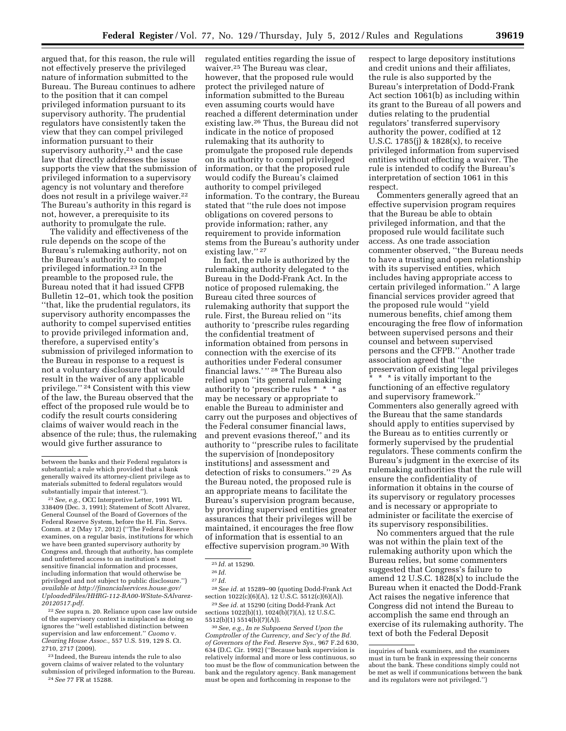argued that, for this reason, the rule will not effectively preserve the privileged nature of information submitted to the Bureau. The Bureau continues to adhere to the position that it can compel privileged information pursuant to its supervisory authority. The prudential regulators have consistently taken the view that they can compel privileged information pursuant to their supervisory authority,[21] and the case law that directly addresses the issue supports the view that the submission of privileged information to a supervisory agency is not voluntary and therefore does not result in a privilege waiver.[22] The Bureau's authority in this regard is not, however, a prerequisite to its authority to promulgate the rule.

The validity and effectiveness of the rule depends on the scope of the Bureau's rulemaking authority, not on the Bureau's authority to compel privileged information.[23] In the preamble to the proposed rule, the Bureau noted that it had issued CFPB Bulletin 12–01, which took the position ''that, like the prudential regulators, its supervisory authority encompasses the authority to compel supervised entities to provide privileged information and, therefore, a supervised entity's submission of privileged information to the Bureau in response to a request is not a voluntary disclosure that would result in the waiver of any applicable privilege.'' [24] Consistent with this view of the law, the Bureau observed that the effect of the proposed rule would be to codify the result courts considering claims of waiver would reach in the absence of the rule; thus, the rulemaking would give further assurance to regulated entities regarding the issue of waiver.[25] The Bureau was clear, however, that the proposed rule would protect the privileged nature of information submitted to the Bureau even assuming courts would have reached a different determination under existing law.[26] Thus, the Bureau did not indicate in the notice of proposed rulemaking that its authority to promulgate the proposed rule depends on its authority to compel privileged information, or that the proposed rule would codify the Bureau's claimed authority to compel privileged information. To the contrary, the Bureau stated that ''the rule does not impose obligations on covered persons to provide information; rather, any requirement to provide information stems from the Bureau's authority under existing law.'' [27]

In fact, the rule is authorized by the rulemaking authority delegated to the Bureau in the Dodd-Frank Act. In the notice of proposed rulemaking, the Bureau cited three sources of rulemaking authority that support the rule. First, the Bureau relied on ''its authority to 'prescribe rules regarding the confidential treatment of information obtained from persons in connection with the exercise of its authorities under Federal consumer financial laws.' '' [28] The Bureau also relied upon ''its general rulemaking authority to 'prescribe rules * * * as may be necessary or appropriate to enable the Bureau to administer and carry out the purposes and objectives of the Federal consumer financial laws, and prevent evasions thereof,'' and its authority to ''prescribe rules to facilitate the supervision of [nondepository institutions] and assessment and detection of risks to consumers.'' [29] As the Bureau noted, the proposed rule is an appropriate means to facilitate the Bureau's supervision program because, by providing supervised entities greater assurances that their privileges will be maintained, it encourages the free flow of information that is essential to an effective supervision program.[30] With respect to large depository institutions and credit unions and their affiliates, the rule is also supported by the Bureau's interpretation of Dodd-Frank Act section 1061(b) as including within its grant to the Bureau of all powers and duties relating to the prudential regulators' transferred supervisory authority the power, codified at 12 U.S.C. 1785(j) & 1828(x), to receive privileged information from supervised entities without effecting a waiver. The rule is intended to codify the Bureau's interpretation of section 1061 in this respect.

Commenters generally agreed that an effective supervision program requires that the Bureau be able to obtain privileged information, and that the proposed rule would facilitate such access. As one trade association commenter observed, ''the Bureau needs to have a trusting and open relationship with its supervised entities, which includes having appropriate access to certain privileged information.'' A large financial services provider agreed that the proposed rule would ''yield numerous benefits, chief among them encouraging the free flow of information between supervised persons and their counsel and between supervised persons and the CFPB.'' Another trade association agreed that ''the preservation of existing legal privileges * * * is vitally important to the functioning of an effective regulatory and supervisory framework.'' Commenters also generally agreed with the Bureau that the same standards should apply to entities supervised by the Bureau as to entities currently or formerly supervised by the prudential regulators. These comments confirm the Bureau's judgment in the exercise of its rulemaking authorities that the rule will ensure the confidentiality of information it obtains in the course of its supervisory or regulatory processes and is necessary or appropriate to administer or facilitate the exercise of its supervisory responsibilities.

No commenters argued that the rule was not within the plain text of the rulemaking authority upon which the Bureau relies, but some commenters suggested that Congress's failure to amend 12 U.S.C. 1828(x) to include the Bureau when it enacted the Dodd-Frank Act raises the negative inference that Congress did not intend the Bureau to accomplish the same end through an exercise of its rulemaking authority. The text of both the Federal Deposit

---

between the banks and their Federal regulators is substantial; a rule which provided that a bank generally waived its attorney-client privilege as to materials submitted to federal regulators would substantially impair that interest.'').

[21] *See, e.g.,* OCC Interpretive Letter, 1991 WL 338409 (Dec. 3, 1991); Statement of Scott Alvarez, General Counsel of the Board of Governors of the Federal Reserve System, before the H. Fin. Servs. Comm. at 2 (May 17, 2012) (''The Federal Reserve examines, on a regular basis, institutions for which we have been granted supervisory authority by Congress and, through that authority, has complete and unfettered access to an institution's most sensitive financial information and processes, including information that would otherwise be privileged and not subject to public disclosure.'') *available at http://financialservices.house.gov/UploadedFiles/HHRG-112-BA00-WState-SAlvarez-20120517.pdf.*

[22] *See* supra n. 20. Reliance upon case law outside of the supervisory context is misplaced as doing so ignores the ''well established distinction between supervision and law enforcement.'' *Cuomo* v. *Clearing House Assoc.,* 557 U.S. 519, 129 S. Ct. 2710, 2717 (2009).

[23] Indeed, the Bureau intends the rule to also govern claims of waiver related to the voluntary submission of privileged information to the Bureau.

[24] *See* 77 FR at 15288.

[25] *Id.* at 15290.

[26] *Id.*

[27] *Id.*

[28] *See id.* at 15289–90 (quoting Dodd-Frank Act section 1022(c)(6)(A), 12 U.S.C. 5512(c)(6)(A)).

[29] *See id.* at 15290 (citing Dodd-Frank Act sections 1022(b)(1), 1024(b)(7)(A), 12 U.S.C. 5512(b)(1) 5514(b)(7)(A)).

[30] *See, e.g., In re Subpoena Served Upon the Comptroller of the Currency, and Sec'y of the Bd. of Governors of the Fed. Reserve Sys.,* 967 F.2d 630, 634 (D.C. Cir. 1992) (''Because bank supervision is relatively informal and more or less continuous, so too must be the flow of communication between the bank and the regulatory agency. Bank management must be open and forthcoming in response to the inquiries of bank examiners, and the examiners must in turn be frank in expressing their concerns about the bank. These conditions simply could not be met as well if communications between the bank and its regulators were not privileged.'')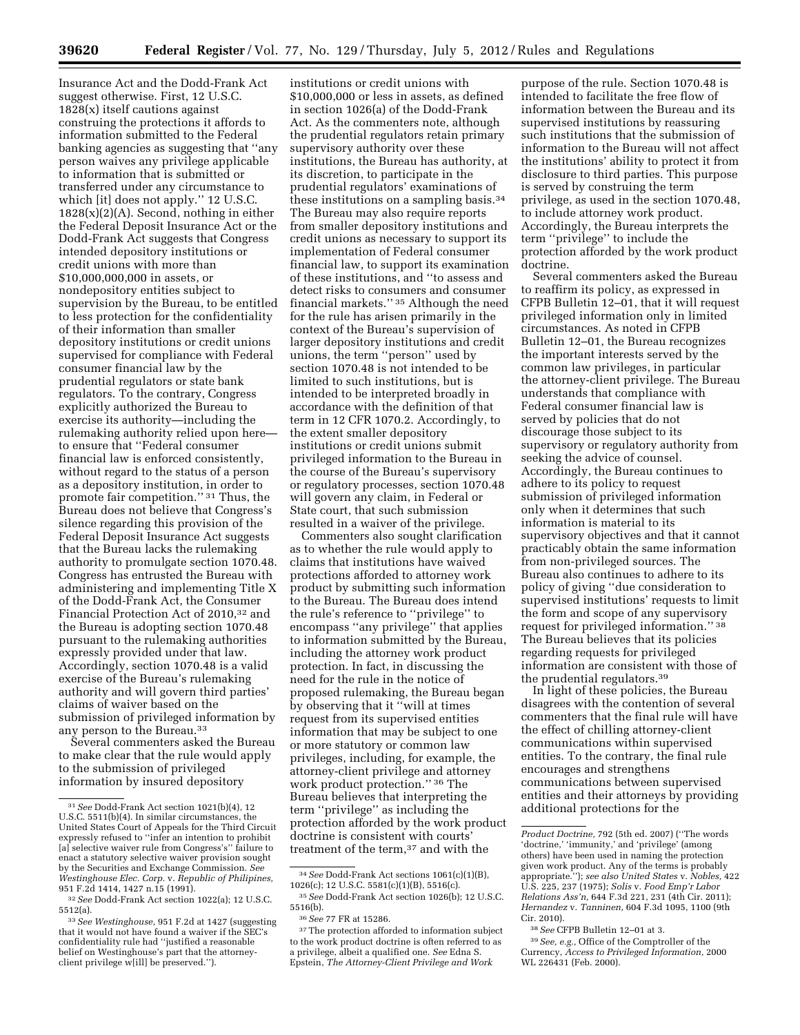Insurance Act and the Dodd-Frank Act suggest otherwise. First, 12 U.S.C. 1828(x) itself cautions against construing the protections it affords to information submitted to the Federal banking agencies as suggesting that ''any person waives any privilege applicable to information that is submitted or transferred under any circumstance to which [it] does not apply.'' 12 U.S.C. 1828(x)(2)(A). Second, nothing in either the Federal Deposit Insurance Act or the Dodd-Frank Act suggests that Congress intended depository institutions or credit unions with more than $10,000,000,000 in assets, or nondepository entities subject to supervision by the Bureau, to be entitled to less protection for the confidentiality of their information than smaller depository institutions or credit unions supervised for compliance with Federal consumer financial law by the prudential regulators or state bank regulators. To the contrary, Congress explicitly authorized the Bureau to exercise its authority—including the rulemaking authority relied upon here—to ensure that ''Federal consumer financial law is enforced consistently, without regard to the status of a person as a depository institution, in order to promote fair competition.'' [31] Thus, the Bureau does not believe that Congress's silence regarding this provision of the Federal Deposit Insurance Act suggests that the Bureau lacks the rulemaking authority to promulgate section 1070.48. Congress has entrusted the Bureau with administering and implementing Title X of the Dodd-Frank Act, the Consumer Financial Protection Act of 2010,[32] and the Bureau is adopting section 1070.48 pursuant to the rulemaking authorities expressly provided under that law. Accordingly, section 1070.48 is a valid exercise of the Bureau's rulemaking authority and will govern third parties' claims of waiver based on the submission of privileged information by any person to the Bureau.[33]

Several commenters asked the Bureau to make clear that the rule would apply to the submission of privileged information by insured depository institutions or credit unions with $10,000,000 or less in assets, as defined in section 1026(a) of the Dodd-Frank Act. As the commenters note, although the prudential regulators retain primary supervisory authority over these institutions, the Bureau has authority, at its discretion, to participate in the prudential regulators' examinations of these institutions on a sampling basis.[34] The Bureau may also require reports from smaller depository institutions and credit unions as necessary to support its implementation of Federal consumer financial law, to support its examination of these institutions, and ''to assess and detect risks to consumers and consumer financial markets.'' [35] Although the need for the rule has arisen primarily in the context of the Bureau's supervision of larger depository institutions and credit unions, the term ''person'' used by section 1070.48 is not intended to be limited to such institutions, but is intended to be interpreted broadly in accordance with the definition of that term in 12 CFR 1070.2. Accordingly, to the extent smaller depository institutions or credit unions submit privileged information to the Bureau in the course of the Bureau's supervisory or regulatory processes, section 1070.48 will govern any claim, in Federal or State court, that such submission resulted in a waiver of the privilege.

Commenters also sought clarification as to whether the rule would apply to claims that institutions have waived protections afforded to attorney work product by submitting such information to the Bureau. The Bureau does intend the rule's reference to ''privilege'' to encompass ''any privilege'' that applies to information submitted by the Bureau, including the attorney work product protection. In fact, in discussing the need for the rule in the notice of proposed rulemaking, the Bureau began by observing that it ''will at times request from its supervised entities information that may be subject to one or more statutory or common law privileges, including, for example, the attorney-client privilege and attorney work product protection.'' [36] The Bureau believes that interpreting the term ''privilege'' as including the protection afforded by the work product doctrine is consistent with courts' treatment of the term,[37] and with the purpose of the rule. Section 1070.48 is intended to facilitate the free flow of information between the Bureau and its supervised institutions by reassuring such institutions that the submission of information to the Bureau will not affect the institutions' ability to protect it from disclosure to third parties. This purpose is served by construing the term privilege, as used in the section 1070.48, to include attorney work product. Accordingly, the Bureau interprets the term ''privilege'' to include the protection afforded by the work product doctrine.

Several commenters asked the Bureau to reaffirm its policy, as expressed in CFPB Bulletin 12–01, that it will request privileged information only in limited circumstances. As noted in CFPB Bulletin 12–01, the Bureau recognizes the important interests served by the common law privileges, in particular the attorney-client privilege. The Bureau understands that compliance with Federal consumer financial law is served by policies that do not discourage those subject to its supervisory or regulatory authority from seeking the advice of counsel. Accordingly, the Bureau continues to adhere to its policy to request submission of privileged information only when it determines that such information is material to its supervisory objectives and that it cannot practicably obtain the same information from non-privileged sources. The Bureau also continues to adhere to its policy of giving ''due consideration to supervised institutions' requests to limit the form and scope of any supervisory request for privileged information.'' [38] The Bureau believes that its policies regarding requests for privileged information are consistent with those of the prudential regulators.[39]

In light of these policies, the Bureau disagrees with the contention of several commenters that the final rule will have the effect of chilling attorney-client communications within supervised entities. To the contrary, the final rule encourages and strengthens communications between supervised entities and their attorneys by providing additional protections for the

---

[31] *See* Dodd-Frank Act section 1021(b)(4), 12 U.S.C. 5511(b)(4). In similar circumstances, the United States Court of Appeals for the Third Circuit expressly refused to ''infer an intention to prohibit [a] selective waiver rule from Congress's'' failure to enact a statutory selective waiver provision sought by the Securities and Exchange Commission. *See Westinghouse Elec. Corp.* v. *Republic of Philipines,* 951 F.2d 1414, 1427 n.15 (1991).

[32] *See* Dodd-Frank Act section 1022(a); 12 U.S.C. 5512(a).

[33] *See Westinghouse,* 951 F.2d at 1427 (suggesting that it would not have found a waiver if the SEC's confidentiality rule had ''justified a reasonable belief on Westinghouse's part that the attorney-client privilege w[ill] be preserved.'').

[34] *See* Dodd-Frank Act sections 1061(c)(1)(B), 1026(c); 12 U.S.C. 5581(c)(1)(B), 5516(c).

[35] *See* Dodd-Frank Act section 1026(b); 12 U.S.C. 5516(b).

[36] *See* 77 FR at 15286.

[37] The protection afforded to information subject to the work product doctrine is often referred to as a privilege, albeit a qualified one. *See* Edna S. Epstein, *The Attorney-Client Privilege and Work Product Doctrine,* 792 (5th ed. 2007) (''The words 'doctrine,' 'immunity,' and 'privilege' (among others) have been used in naming the protection given work product. Any of the terms is probably appropriate.''); *see also United States* v. *Nobles,* 422 U.S. 225, 237 (1975); *Solis* v. *Food Emp'r Labor Relations Ass'n,* 644 F.3d 221, 231 (4th Cir. 2011); *Hernandez* v. *Tanninen,* 604 F.3d 1095, 1100 (9th Cir. 2010).

[38] *See* CFPB Bulletin 12–01 at 3.

[39] *See, e.g.,* Office of the Comptroller of the Currency, *Access to Privileged Information,* 2000 WL 226431 (Feb. 2000).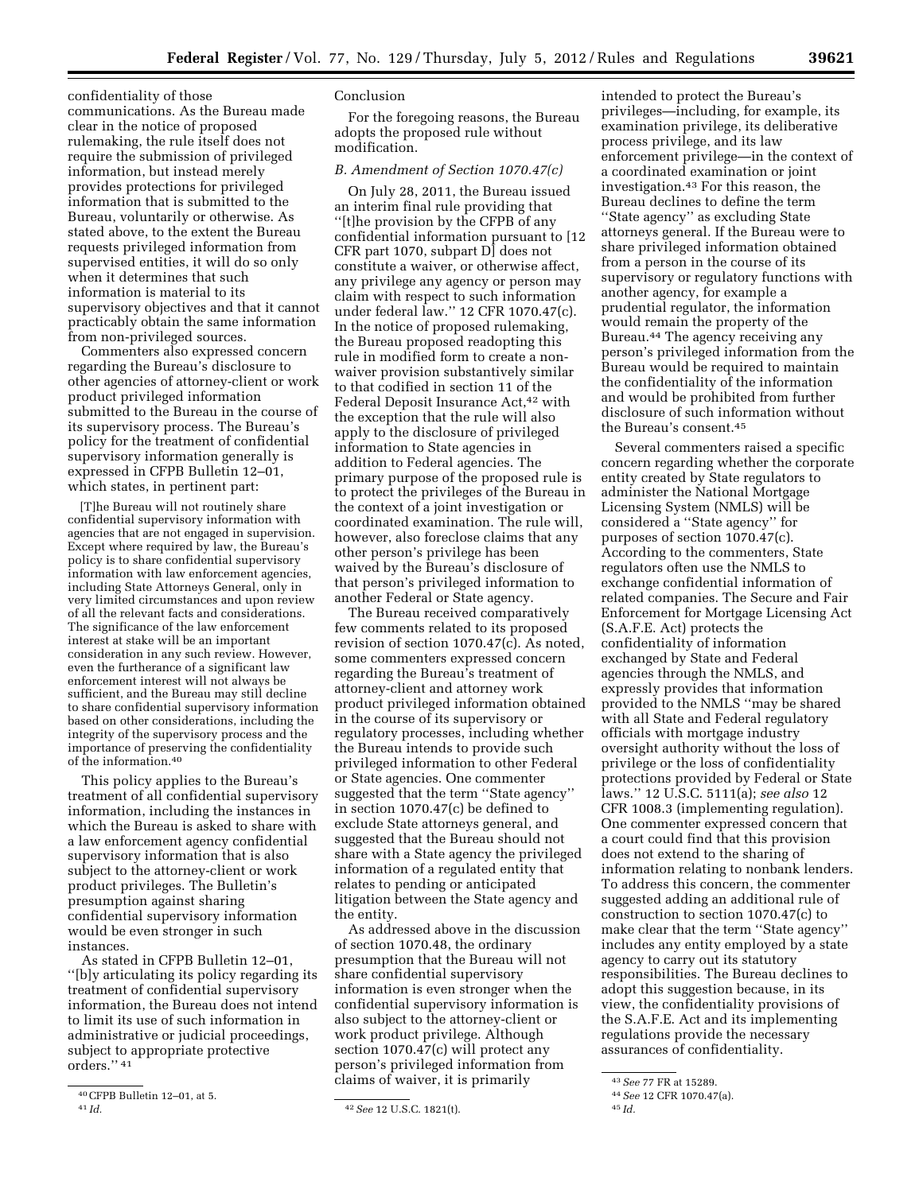confidentiality of those communications. As the Bureau made clear in the notice of proposed rulemaking, the rule itself does not require the submission of privileged information, but instead merely provides protections for privileged information that is submitted to the Bureau, voluntarily or otherwise. As stated above, to the extent the Bureau requests privileged information from supervised entities, it will do so only when it determines that such information is material to its supervisory objectives and that it cannot practicably obtain the same information from non-privileged sources.

Commenters also expressed concern regarding the Bureau's disclosure to other agencies of attorney-client or work product privileged information submitted to the Bureau in the course of its supervisory process. The Bureau's policy for the treatment of confidential supervisory information generally is expressed in CFPB Bulletin 12–01, which states, in pertinent part:

> [T]he Bureau will not routinely share confidential supervisory information with agencies that are not engaged in supervision. Except where required by law, the Bureau's policy is to share confidential supervisory information with law enforcement agencies, including State Attorneys General, only in very limited circumstances and upon review of all the relevant facts and considerations. The significance of the law enforcement interest at stake will be an important consideration in any such review. However, even the furtherance of a significant law enforcement interest will not always be sufficient, and the Bureau may still decline to share confidential supervisory information based on other considerations, including the integrity of the supervisory process and the importance of preserving the confidentiality of the information.[40]

This policy applies to the Bureau's treatment of all confidential supervisory information, including the instances in which the Bureau is asked to share with a law enforcement agency confidential supervisory information that is also subject to the attorney-client or work product privileges. The Bulletin's presumption against sharing confidential supervisory information would be even stronger in such instances.

As stated in CFPB Bulletin 12–01, "[b]y articulating its policy regarding its treatment of confidential supervisory information, the Bureau does not intend to limit its use of such information in administrative or judicial proceedings, subject to appropriate protective orders." [41]

Conclusion

For the foregoing reasons, the Bureau adopts the proposed rule without modification.

### *B. Amendment of Section 1070.47(c)*

On July 28, 2011, the Bureau issued an interim final rule providing that "[t]he provision by the CFPB of any confidential information pursuant to [12 CFR part 1070, subpart D] does not constitute a waiver, or otherwise affect, any privilege any agency or person may claim with respect to such information under federal law." 12 CFR 1070.47(c). In the notice of proposed rulemaking, the Bureau proposed readopting this rule in modified form to create a non-waiver provision substantively similar to that codified in section 11 of the Federal Deposit Insurance Act,[42] with the exception that the rule will also apply to the disclosure of privileged information to State agencies in addition to Federal agencies. The primary purpose of the proposed rule is to protect the privileges of the Bureau in the context of a joint investigation or coordinated examination. The rule will, however, also foreclose claims that any other person's privilege has been waived by the Bureau's disclosure of that person's privileged information to another Federal or State agency.

The Bureau received comparatively few comments related to its proposed revision of section 1070.47(c). As noted, some commenters expressed concern regarding the Bureau's treatment of attorney-client and attorney work product privileged information obtained in the course of its supervisory or regulatory processes, including whether the Bureau intends to provide such privileged information to other Federal or State agencies. One commenter suggested that the term "State agency" in section 1070.47(c) be defined to exclude State attorneys general, and suggested that the Bureau should not share with a State agency the privileged information of a regulated entity that relates to pending or anticipated litigation between the State agency and the entity.

As addressed above in the discussion of section 1070.48, the ordinary presumption that the Bureau will not share confidential supervisory information is even stronger when the confidential supervisory information is also subject to the attorney-client or work product privilege. Although section 1070.47(c) will protect any person's privileged information from claims of waiver, it is primarily intended to protect the Bureau's privileges—including, for example, its examination privilege, its deliberative process privilege, and its law enforcement privilege—in the context of a coordinated examination or joint investigation.[43] For this reason, the Bureau declines to define the term "State agency" as excluding State attorneys general. If the Bureau were to share privileged information obtained from a person in the course of its supervisory or regulatory functions with another agency, for example a prudential regulator, the information would remain the property of the Bureau.[44] The agency receiving any person's privileged information from the Bureau would be required to maintain the confidentiality of the information and would be prohibited from further disclosure of such information without the Bureau's consent.[45]

Several commenters raised a specific concern regarding whether the corporate entity created by State regulators to administer the National Mortgage Licensing System (NMLS) will be considered a "State agency" for purposes of section 1070.47(c). According to the commenters, State regulators often use the NMLS to exchange confidential information of related companies. The Secure and Fair Enforcement for Mortgage Licensing Act (S.A.F.E. Act) protects the confidentiality of information exchanged by State and Federal agencies through the NMLS, and expressly provides that information provided to the NMLS "may be shared with all State and Federal regulatory officials with mortgage industry oversight authority without the loss of privilege or the loss of confidentiality protections provided by Federal or State laws." 12 U.S.C. 5111(a); *see also* 12 CFR 1008.3 (implementing regulation). One commenter expressed concern that a court could find that this provision does not extend to the sharing of information relating to nonbank lenders. To address this concern, the commenter suggested adding an additional rule of construction to section 1070.47(c) to make clear that the term "State agency" includes any entity employed by a state agency to carry out its statutory responsibilities. The Bureau declines to adopt this suggestion because, in its view, the confidentiality provisions of the S.A.F.E. Act and its implementing regulations provide the necessary assurances of confidentiality.

---

[40] CFPB Bulletin 12–01, at 5.

[41] *Id.*

[42] *See* 12 U.S.C. 1821(t).

[43] *See* 77 FR at 15289.

[44] *See* 12 CFR 1070.47(a).

[45] *Id.*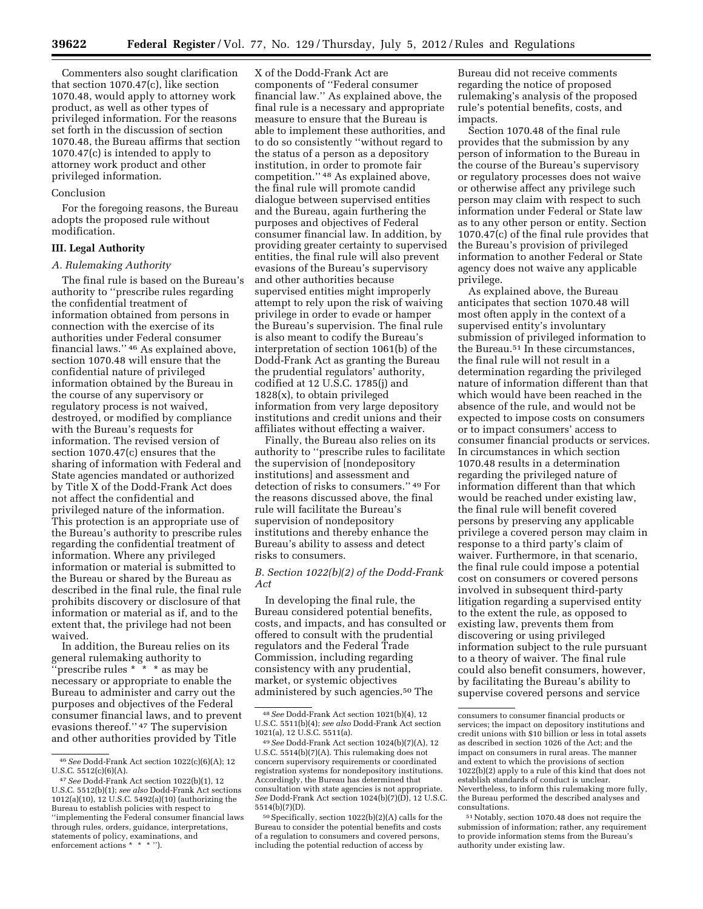Commenters also sought clarification that section 1070.47(c), like section 1070.48, would apply to attorney work product, as well as other types of privileged information. For the reasons set forth in the discussion of section 1070.48, the Bureau affirms that section 1070.47(c) is intended to apply to attorney work product and other privileged information.

Conclusion

For the foregoing reasons, the Bureau adopts the proposed rule without modification.

## III. Legal Authority

### *A. Rulemaking Authority*

The final rule is based on the Bureau's authority to ''prescribe rules regarding the confidential treatment of information obtained from persons in connection with the exercise of its authorities under Federal consumer financial laws.''[46] As explained above, section 1070.48 will ensure that the confidential nature of privileged information obtained by the Bureau in the course of any supervisory or regulatory process is not waived, destroyed, or modified by compliance with the Bureau's requests for information. The revised version of section 1070.47(c) ensures that the sharing of information with Federal and State agencies mandated or authorized by Title X of the Dodd-Frank Act does not affect the confidential and privileged nature of the information. This protection is an appropriate use of the Bureau's authority to prescribe rules regarding the confidential treatment of information. Where any privileged information or material is submitted to the Bureau or shared by the Bureau as described in the final rule, the final rule prohibits discovery or disclosure of that information or material as if, and to the extent that, the privilege had not been waived.

In addition, the Bureau relies on its general rulemaking authority to ''prescribe rules * * * as may be necessary or appropriate to enable the Bureau to administer and carry out the purposes and objectives of the Federal consumer financial laws, and to prevent evasions thereof.''[47] The supervision and other authorities provided by Title X of the Dodd-Frank Act are components of ''Federal consumer financial law.'' As explained above, the final rule is a necessary and appropriate measure to ensure that the Bureau is able to implement these authorities, and to do so consistently ''without regard to the status of a person as a depository institution, in order to promote fair competition.''[48] As explained above, the final rule will promote candid dialogue between supervised entities and the Bureau, again furthering the purposes and objectives of Federal consumer financial law. In addition, by providing greater certainty to supervised entities, the final rule will also prevent evasions of the Bureau's supervisory and other authorities because supervised entities might improperly attempt to rely upon the risk of waiving privilege in order to evade or hamper the Bureau's supervision. The final rule is also meant to codify the Bureau's interpretation of section 1061(b) of the Dodd-Frank Act as granting the Bureau the prudential regulators' authority, codified at 12 U.S.C. 1785(j) and 1828(x), to obtain privileged information from very large depository institutions and credit unions and their affiliates without effecting a waiver.

Finally, the Bureau also relies on its authority to ''prescribe rules to facilitate the supervision of [nondepository institutions] and assessment and detection of risks to consumers.''[49] For the reasons discussed above, the final rule will facilitate the Bureau's supervision of nondepository institutions and thereby enhance the Bureau's ability to assess and detect risks to consumers.

### *B. Section 1022(b)(2) of the Dodd-Frank Act*

In developing the final rule, the Bureau considered potential benefits, costs, and impacts, and has consulted or offered to consult with the prudential regulators and the Federal Trade Commission, including regarding consistency with any prudential, market, or systemic objectives administered by such agencies.[50] The Bureau did not receive comments regarding the notice of proposed rulemaking's analysis of the proposed rule's potential benefits, costs, and impacts.

Section 1070.48 of the final rule provides that the submission by any person of information to the Bureau in the course of the Bureau's supervisory or regulatory processes does not waive or otherwise affect any privilege such person may claim with respect to such information under Federal or State law as to any other person or entity. Section 1070.47(c) of the final rule provides that the Bureau's provision of privileged information to another Federal or State agency does not waive any applicable privilege.

As explained above, the Bureau anticipates that section 1070.48 will most often apply in the context of a supervised entity's involuntary submission of privileged information to the Bureau.[51] In these circumstances, the final rule will not result in a determination regarding the privileged nature of information different than that which would have been reached in the absence of the rule, and would not be expected to impose costs on consumers or to impact consumers' access to consumer financial products or services. In circumstances in which section 1070.48 results in a determination regarding the privileged nature of information different than that which would be reached under existing law, the final rule will benefit covered persons by preserving any applicable privilege a covered person may claim in response to a third party's claim of waiver. Furthermore, in that scenario, the final rule could impose a potential cost on consumers or covered persons involved in subsequent third-party litigation regarding a supervised entity to the extent the rule, as opposed to existing law, prevents them from discovering or using privileged information subject to the rule pursuant to a theory of waiver. The final rule could also benefit consumers, however, by facilitating the Bureau's ability to supervise covered persons and service

---

[46] *See* Dodd-Frank Act section 1022(c)(6)(A); 12 U.S.C. 5512(c)(6)(A).

[47] *See* Dodd-Frank Act section 1022(b)(1), 12 U.S.C. 5512(b)(1); *see also* Dodd-Frank Act sections 1012(a)(10), 12 U.S.C. 5492(a)(10) (authorizing the Bureau to establish policies with respect to ''implementing the Federal consumer financial laws through rules, orders, guidance, interpretations, statements of policy, examinations, and enforcement actions * * * '').

[48] *See* Dodd-Frank Act section 1021(b)(4), 12 U.S.C. 5511(b)(4); *see also* Dodd-Frank Act section 1021(a), 12 U.S.C. 5511(a).

[49] *See* Dodd-Frank Act section 1024(b)(7)(A), 12 U.S.C. 5514(b)(7)(A). This rulemaking does not concern supervisory requirements or coordinated registration systems for nondepository institutions. Accordingly, the Bureau has determined that consultation with state agencies is not appropriate. *See* Dodd-Frank Act section 1024(b)(7)(D), 12 U.S.C. 5514(b)(7)(D).

[50] Specifically, section 1022(b)(2)(A) calls for the Bureau to consider the potential benefits and costs of a regulation to consumers and covered persons, including the potential reduction of access by consumers to consumer financial products or services; the impact on depository institutions and credit unions with $10 billion or less in total assets as described in section 1026 of the Act; and the impact on consumers in rural areas. The manner and extent to which the provisions of section 1022(b)(2) apply to a rule of this kind that does not establish standards of conduct is unclear. Nevertheless, to inform this rulemaking more fully, the Bureau performed the described analyses and consultations.

[51] Notably, section 1070.48 does not require the submission of information; rather, any requirement to provide information stems from the Bureau's authority under existing law.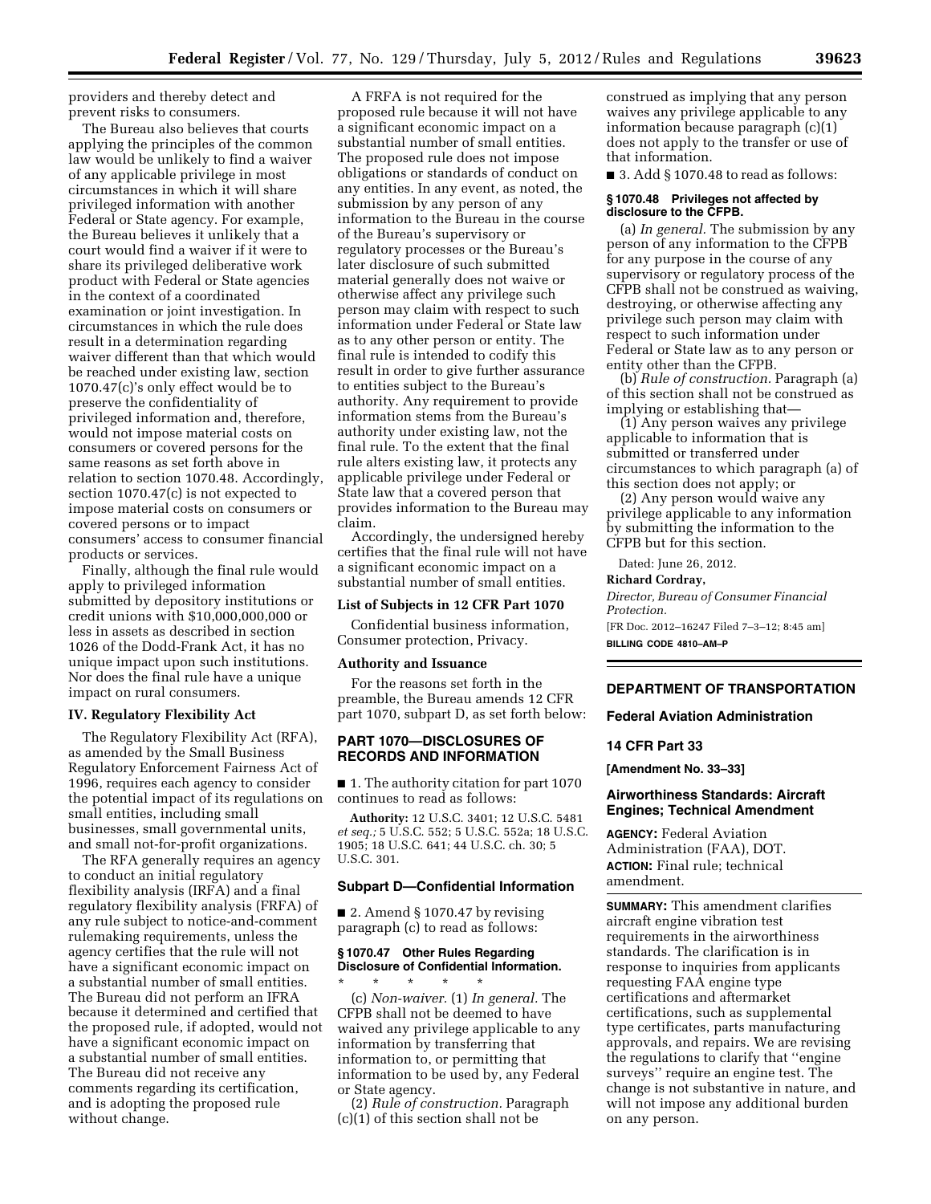providers and thereby detect and prevent risks to consumers.

The Bureau also believes that courts applying the principles of the common law would be unlikely to find a waiver of any applicable privilege in most circumstances in which it will share privileged information with another Federal or State agency. For example, the Bureau believes it unlikely that a court would find a waiver if it were to share its privileged deliberative work product with Federal or State agencies in the context of a coordinated examination or joint investigation. In circumstances in which the rule does result in a determination regarding waiver different than that which would be reached under existing law, section 1070.47(c)'s only effect would be to preserve the confidentiality of privileged information and, therefore, would not impose material costs on consumers or covered persons for the same reasons as set forth above in relation to section 1070.48. Accordingly, section 1070.47(c) is not expected to impose material costs on consumers or covered persons or to impact consumers' access to consumer financial products or services.

Finally, although the final rule would apply to privileged information submitted by depository institutions or credit unions with $10,000,000,000 or less in assets as described in section 1026 of the Dodd-Frank Act, it has no unique impact upon such institutions. Nor does the final rule have a unique impact on rural consumers.

### IV. Regulatory Flexibility Act

The Regulatory Flexibility Act (RFA), as amended by the Small Business Regulatory Enforcement Fairness Act of 1996, requires each agency to consider the potential impact of its regulations on small entities, including small businesses, small governmental units, and small not-for-profit organizations.

The RFA generally requires an agency to conduct an initial regulatory flexibility analysis (IRFA) and a final regulatory flexibility analysis (FRFA) of any rule subject to notice-and-comment rulemaking requirements, unless the agency certifies that the rule will not have a significant economic impact on a substantial number of small entities. The Bureau did not perform an IFRA because it determined and certified that the proposed rule, if adopted, would not have a significant economic impact on a substantial number of small entities. The Bureau did not receive any comments regarding its certification, and is adopting the proposed rule without change.

A FRFA is not required for the proposed rule because it will not have a significant economic impact on a substantial number of small entities. The proposed rule does not impose obligations or standards of conduct on any entities. In any event, as noted, the submission by any person of any information to the Bureau in the course of the Bureau's supervisory or regulatory processes or the Bureau's later disclosure of such submitted material generally does not waive or otherwise affect any privilege such person may claim with respect to such information under Federal or State law as to any other person or entity. The final rule is intended to codify this result in order to give further assurance to entities subject to the Bureau's authority. Any requirement to provide information stems from the Bureau's authority under existing law, not the final rule. To the extent that the final rule alters existing law, it protects any applicable privilege under Federal or State law that a covered person that provides information to the Bureau may claim.

Accordingly, the undersigned hereby certifies that the final rule will not have a significant economic impact on a substantial number of small entities.

### List of Subjects in 12 CFR Part 1070

Confidential business information, Consumer protection, Privacy.

### Authority and Issuance

For the reasons set forth in the preamble, the Bureau amends 12 CFR part 1070, subpart D, as set forth below:

## PART 1070—DISCLOSURES OF RECORDS AND INFORMATION

■ 1. The authority citation for part 1070 continues to read as follows:

**Authority:** 12 U.S.C. 3401; 12 U.S.C. 5481 *et seq.;* 5 U.S.C. 552; 5 U.S.C. 552a; 18 U.S.C. 1905; 18 U.S.C. 641; 44 U.S.C. ch. 30; 5 U.S.C. 301.

### Subpart D—Confidential Information

■ 2. Amend § 1070.47 by revising paragraph (c) to read as follows:

#### § 1070.47 Other Rules Regarding Disclosure of Confidential Information.

\* \* \* \* \*

(c) *Non-waiver.* (1) *In general.* The CFPB shall not be deemed to have waived any privilege applicable to any information by transferring that information to, or permitting that information to be used by, any Federal or State agency.

(2) *Rule of construction.* Paragraph (c)(1) of this section shall not be construed as implying that any person waives any privilege applicable to any information because paragraph (c)(1) does not apply to the transfer or use of that information.

■ 3. Add § 1070.48 to read as follows:

#### § 1070.48 Privileges not affected by disclosure to the CFPB.

(a) *In general.* The submission by any person of any information to the CFPB for any purpose in the course of any supervisory or regulatory process of the CFPB shall not be construed as waiving, destroying, or otherwise affecting any privilege such person may claim with respect to such information under Federal or State law as to any person or entity other than the CFPB.

(b) *Rule of construction.* Paragraph (a) of this section shall not be construed as implying or establishing that—

(1) Any person waives any privilege applicable to information that is submitted or transferred under circumstances to which paragraph (a) of this section does not apply; or

(2) Any person would waive any privilege applicable to any information by submitting the information to the CFPB but for this section.

Dated: June 26, 2012.

**Richard Cordray,**

*Director, Bureau of Consumer Financial Protection.*

[FR Doc. 2012–16247 Filed 7–3–12; 8:45 am]

**BILLING CODE 4810–AM–P**

## DEPARTMENT OF TRANSPORTATION

## Federal Aviation Administration

## 14 CFR Part 33

**[Amendment No. 33–33]**

## Airworthiness Standards: Aircraft Engines; Technical Amendment

**AGENCY:** Federal Aviation Administration (FAA), DOT.

**ACTION:** Final rule; technical amendment.

**SUMMARY:** This amendment clarifies aircraft engine vibration test requirements in the airworthiness standards. The clarification is in response to inquiries from applicants requesting FAA engine type certifications and aftermarket certifications, such as supplemental type certificates, parts manufacturing approvals, and repairs. We are revising the regulations to clarify that ''engine surveys'' require an engine test. The change is not substantive in nature, and will not impose any additional burden on any person.